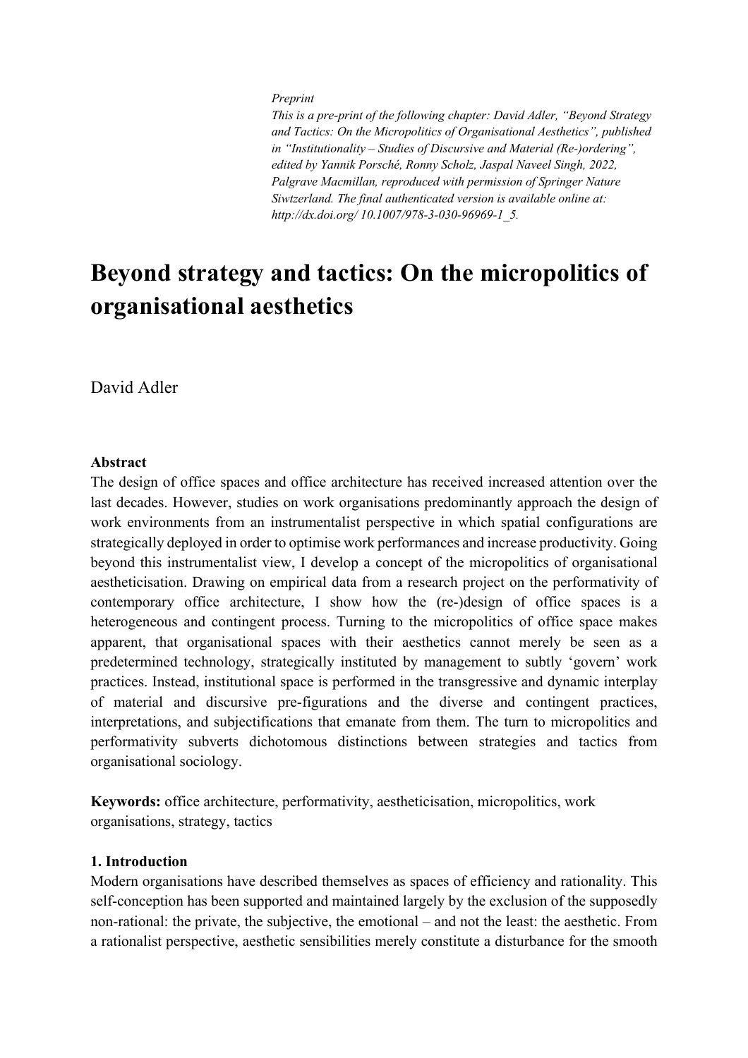*Preprint*
*This is a pre-print of the following chapter: David Adler, "Beyond Strategy and Tactics: On the Micropolitics of Organisational Aesthetics", published in "Institutionality – Studies of Discursive and Material (Re-)ordering", edited by Yannik Porsché, Ronny Scholz, Jaspal Naveel Singh, 2022, Palgrave Macmillan, reproduced with permission of Springer Nature Siwtzerland. The final authenticated version is available online at: http://dx.doi.org/ 10.1007/978-3-030-96969-1_5.*

# Beyond strategy and tactics: On the micropolitics of organisational aesthetics

David Adler

**Abstract**

The design of office spaces and office architecture has received increased attention over the last decades. However, studies on work organisations predominantly approach the design of work environments from an instrumentalist perspective in which spatial configurations are strategically deployed in order to optimise work performances and increase productivity. Going beyond this instrumentalist view, I develop a concept of the micropolitics of organisational aestheticisation. Drawing on empirical data from a research project on the performativity of contemporary office architecture, I show how the (re-)design of office spaces is a heterogeneous and contingent process. Turning to the micropolitics of office space makes apparent, that organisational spaces with their aesthetics cannot merely be seen as a predetermined technology, strategically instituted by management to subtly 'govern' work practices. Instead, institutional space is performed in the transgressive and dynamic interplay of material and discursive pre-figurations and the diverse and contingent practices, interpretations, and subjectifications that emanate from them. The turn to micropolitics and performativity subverts dichotomous distinctions between strategies and tactics from organisational sociology.

**Keywords:** office architecture, performativity, aestheticisation, micropolitics, work organisations, strategy, tactics

## 1. Introduction

Modern organisations have described themselves as spaces of efficiency and rationality. This self-conception has been supported and maintained largely by the exclusion of the supposedly non-rational: the private, the subjective, the emotional – and not the least: the aesthetic. From a rationalist perspective, aesthetic sensibilities merely constitute a disturbance for the smooth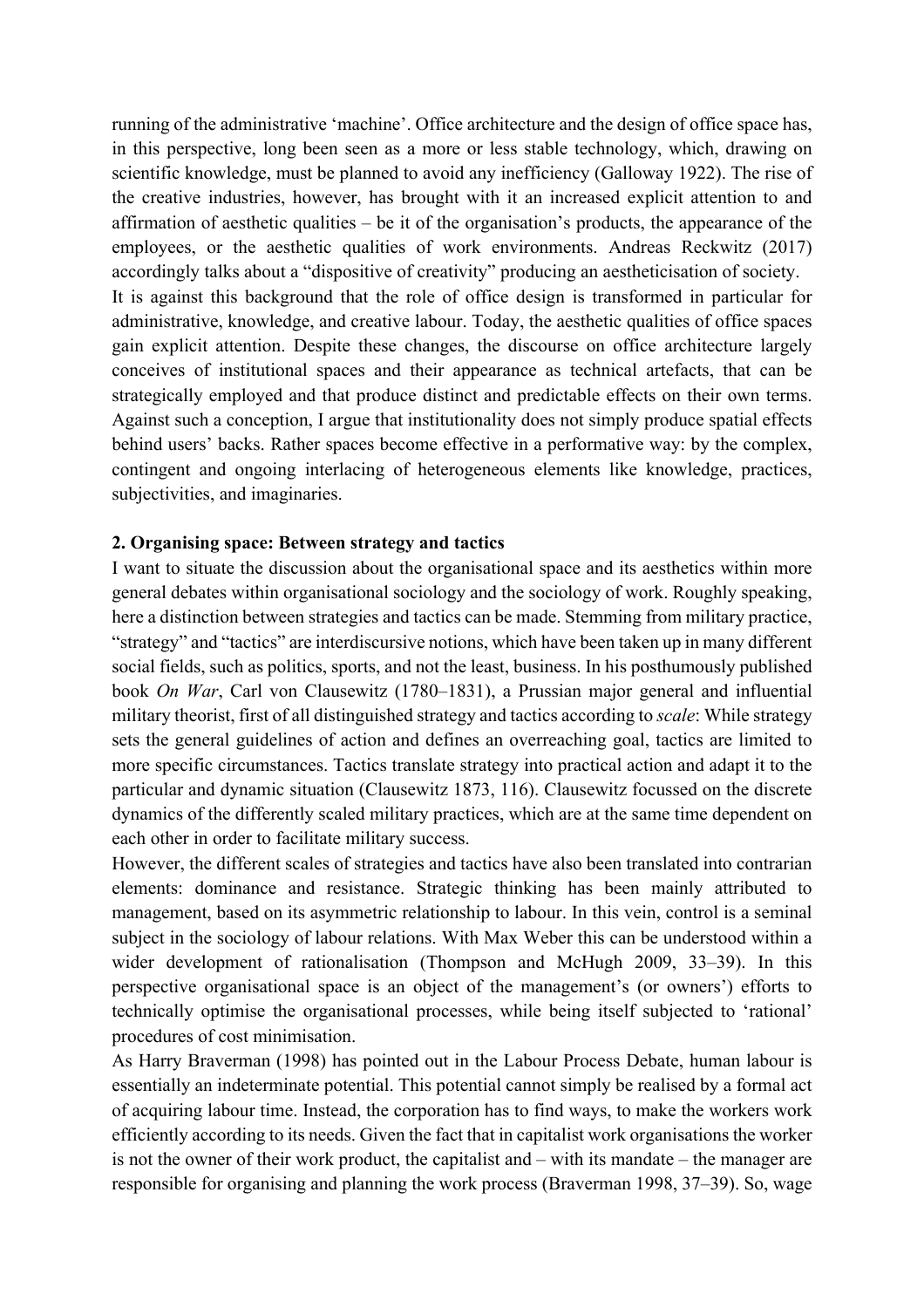running of the administrative 'machine'. Office architecture and the design of office space has, in this perspective, long been seen as a more or less stable technology, which, drawing on scientific knowledge, must be planned to avoid any inefficiency (Galloway 1922). The rise of the creative industries, however, has brought with it an increased explicit attention to and affirmation of aesthetic qualities – be it of the organisation's products, the appearance of the employees, or the aesthetic qualities of work environments. Andreas Reckwitz (2017) accordingly talks about a "dispositive of creativity" producing an aestheticisation of society.

It is against this background that the role of office design is transformed in particular for administrative, knowledge, and creative labour. Today, the aesthetic qualities of office spaces gain explicit attention. Despite these changes, the discourse on office architecture largely conceives of institutional spaces and their appearance as technical artefacts, that can be strategically employed and that produce distinct and predictable effects on their own terms. Against such a conception, I argue that institutionality does not simply produce spatial effects behind users' backs. Rather spaces become effective in a performative way: by the complex, contingent and ongoing interlacing of heterogeneous elements like knowledge, practices, subjectivities, and imaginaries.

## 2. Organising space: Between strategy and tactics

I want to situate the discussion about the organisational space and its aesthetics within more general debates within organisational sociology and the sociology of work. Roughly speaking, here a distinction between strategies and tactics can be made. Stemming from military practice, "strategy" and "tactics" are interdiscursive notions, which have been taken up in many different social fields, such as politics, sports, and not the least, business. In his posthumously published book *On War*, Carl von Clausewitz (1780–1831), a Prussian major general and influential military theorist, first of all distinguished strategy and tactics according to *scale*: While strategy sets the general guidelines of action and defines an overreaching goal, tactics are limited to more specific circumstances. Tactics translate strategy into practical action and adapt it to the particular and dynamic situation (Clausewitz 1873, 116). Clausewitz focussed on the discrete dynamics of the differently scaled military practices, which are at the same time dependent on each other in order to facilitate military success.

However, the different scales of strategies and tactics have also been translated into contrarian elements: dominance and resistance. Strategic thinking has been mainly attributed to management, based on its asymmetric relationship to labour. In this vein, control is a seminal subject in the sociology of labour relations. With Max Weber this can be understood within a wider development of rationalisation (Thompson and McHugh 2009, 33–39). In this perspective organisational space is an object of the management's (or owners') efforts to technically optimise the organisational processes, while being itself subjected to 'rational' procedures of cost minimisation.

As Harry Braverman (1998) has pointed out in the Labour Process Debate, human labour is essentially an indeterminate potential. This potential cannot simply be realised by a formal act of acquiring labour time. Instead, the corporation has to find ways, to make the workers work efficiently according to its needs. Given the fact that in capitalist work organisations the worker is not the owner of their work product, the capitalist and – with its mandate – the manager are responsible for organising and planning the work process (Braverman 1998, 37–39). So, wage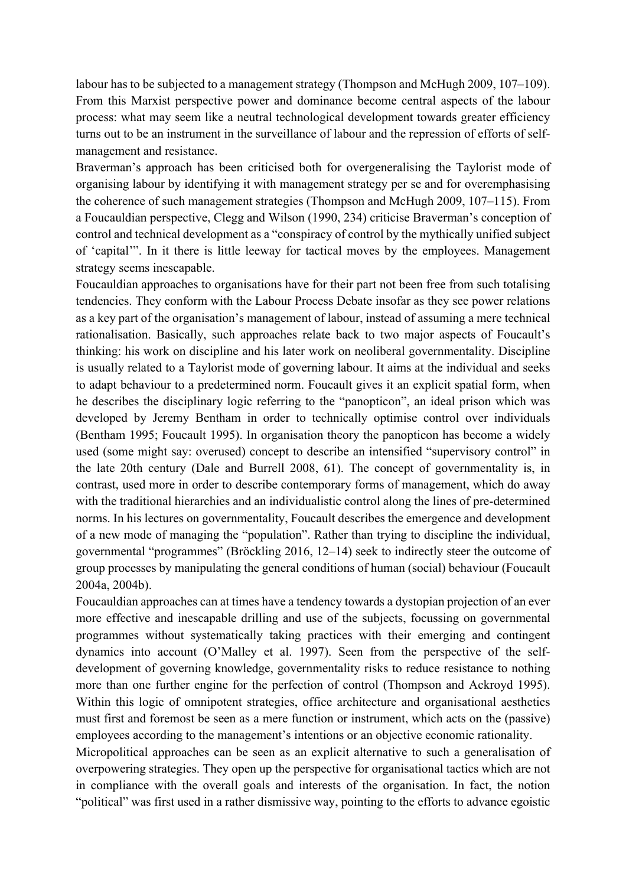labour has to be subjected to a management strategy (Thompson and McHugh 2009, 107–109). From this Marxist perspective power and dominance become central aspects of the labour process: what may seem like a neutral technological development towards greater efficiency turns out to be an instrument in the surveillance of labour and the repression of efforts of self-management and resistance.

Braverman's approach has been criticised both for overgeneralising the Taylorist mode of organising labour by identifying it with management strategy per se and for overemphasising the coherence of such management strategies (Thompson and McHugh 2009, 107–115). From a Foucauldian perspective, Clegg and Wilson (1990, 234) criticise Braverman's conception of control and technical development as a "conspiracy of control by the mythically unified subject of 'capital'". In it there is little leeway for tactical moves by the employees. Management strategy seems inescapable.

Foucauldian approaches to organisations have for their part not been free from such totalising tendencies. They conform with the Labour Process Debate insofar as they see power relations as a key part of the organisation's management of labour, instead of assuming a mere technical rationalisation. Basically, such approaches relate back to two major aspects of Foucault's thinking: his work on discipline and his later work on neoliberal governmentality. Discipline is usually related to a Taylorist mode of governing labour. It aims at the individual and seeks to adapt behaviour to a predetermined norm. Foucault gives it an explicit spatial form, when he describes the disciplinary logic referring to the "panopticon", an ideal prison which was developed by Jeremy Bentham in order to technically optimise control over individuals (Bentham 1995; Foucault 1995). In organisation theory the panopticon has become a widely used (some might say: overused) concept to describe an intensified "supervisory control" in the late 20th century (Dale and Burrell 2008, 61). The concept of governmentality is, in contrast, used more in order to describe contemporary forms of management, which do away with the traditional hierarchies and an individualistic control along the lines of pre-determined norms. In his lectures on governmentality, Foucault describes the emergence and development of a new mode of managing the "population". Rather than trying to discipline the individual, governmental "programmes" (Bröckling 2016, 12–14) seek to indirectly steer the outcome of group processes by manipulating the general conditions of human (social) behaviour (Foucault 2004a, 2004b).

Foucauldian approaches can at times have a tendency towards a dystopian projection of an ever more effective and inescapable drilling and use of the subjects, focussing on governmental programmes without systematically taking practices with their emerging and contingent dynamics into account (O'Malley et al. 1997). Seen from the perspective of the self-development of governing knowledge, governmentality risks to reduce resistance to nothing more than one further engine for the perfection of control (Thompson and Ackroyd 1995). Within this logic of omnipotent strategies, office architecture and organisational aesthetics must first and foremost be seen as a mere function or instrument, which acts on the (passive) employees according to the management's intentions or an objective economic rationality.

Micropolitical approaches can be seen as an explicit alternative to such a generalisation of overpowering strategies. They open up the perspective for organisational tactics which are not in compliance with the overall goals and interests of the organisation. In fact, the notion "political" was first used in a rather dismissive way, pointing to the efforts to advance egoistic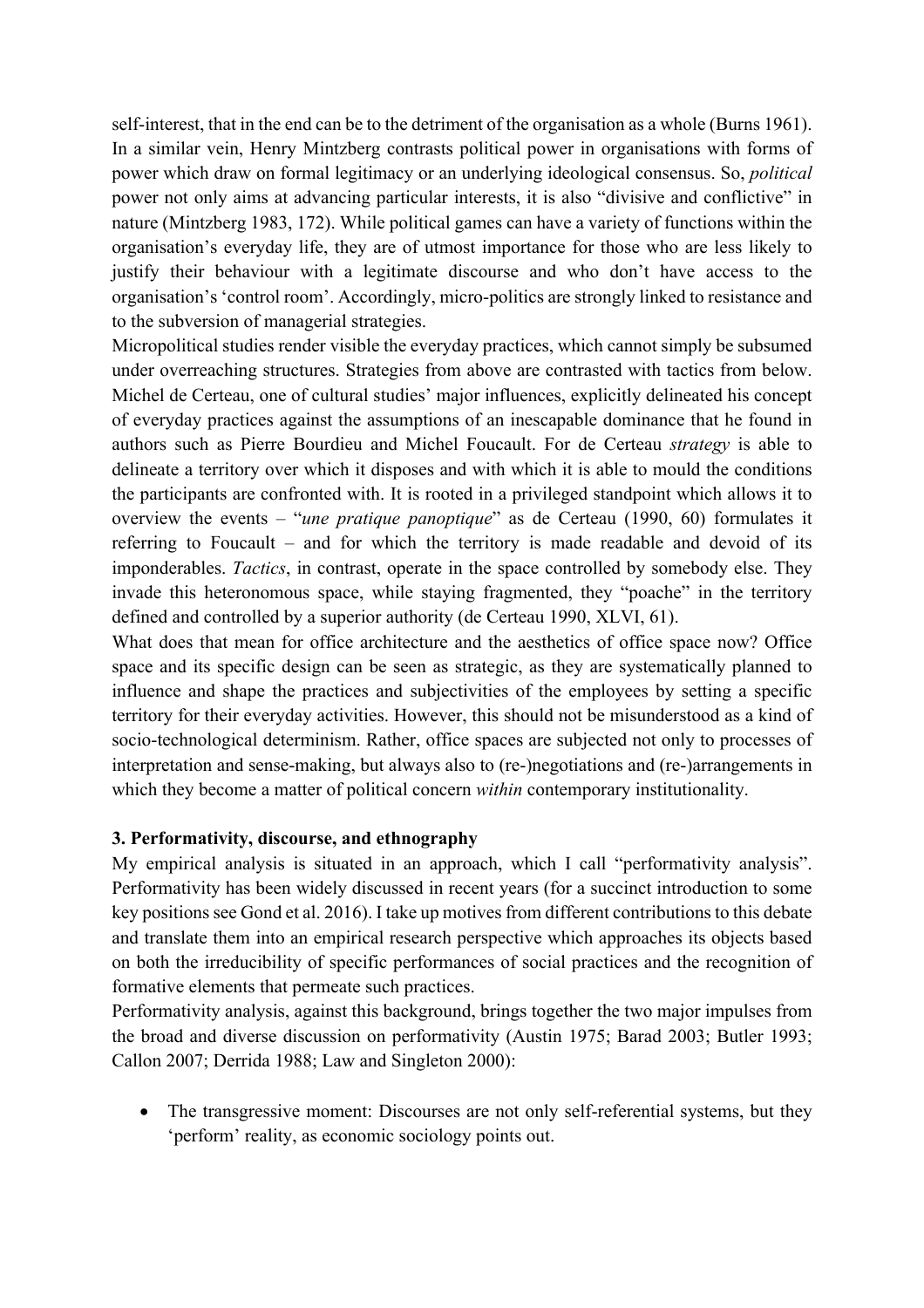self-interest, that in the end can be to the detriment of the organisation as a whole (Burns 1961). In a similar vein, Henry Mintzberg contrasts political power in organisations with forms of power which draw on formal legitimacy or an underlying ideological consensus. So, *political* power not only aims at advancing particular interests, it is also "divisive and conflictive" in nature (Mintzberg 1983, 172). While political games can have a variety of functions within the organisation's everyday life, they are of utmost importance for those who are less likely to justify their behaviour with a legitimate discourse and who don't have access to the organisation's 'control room'. Accordingly, micro-politics are strongly linked to resistance and to the subversion of managerial strategies.

Micropolitical studies render visible the everyday practices, which cannot simply be subsumed under overreaching structures. Strategies from above are contrasted with tactics from below. Michel de Certeau, one of cultural studies' major influences, explicitly delineated his concept of everyday practices against the assumptions of an inescapable dominance that he found in authors such as Pierre Bourdieu and Michel Foucault. For de Certeau *strategy* is able to delineate a territory over which it disposes and with which it is able to mould the conditions the participants are confronted with. It is rooted in a privileged standpoint which allows it to overview the events – "*une pratique panoptique*" as de Certeau (1990, 60) formulates it referring to Foucault – and for which the territory is made readable and devoid of its imponderables. *Tactics*, in contrast, operate in the space controlled by somebody else. They invade this heteronomous space, while staying fragmented, they "poache" in the territory defined and controlled by a superior authority (de Certeau 1990, XLVI, 61).

What does that mean for office architecture and the aesthetics of office space now? Office space and its specific design can be seen as strategic, as they are systematically planned to influence and shape the practices and subjectivities of the employees by setting a specific territory for their everyday activities. However, this should not be misunderstood as a kind of socio-technological determinism. Rather, office spaces are subjected not only to processes of interpretation and sense-making, but always also to (re-)negotiations and (re-)arrangements in which they become a matter of political concern *within* contemporary institutionality.

### 3. Performativity, discourse, and ethnography

My empirical analysis is situated in an approach, which I call "performativity analysis". Performativity has been widely discussed in recent years (for a succinct introduction to some key positions see Gond et al. 2016). I take up motives from different contributions to this debate and translate them into an empirical research perspective which approaches its objects based on both the irreducibility of specific performances of social practices and the recognition of formative elements that permeate such practices.

Performativity analysis, against this background, brings together the two major impulses from the broad and diverse discussion on performativity (Austin 1975; Barad 2003; Butler 1993; Callon 2007; Derrida 1988; Law and Singleton 2000):

- The transgressive moment: Discourses are not only self-referential systems, but they 'perform' reality, as economic sociology points out.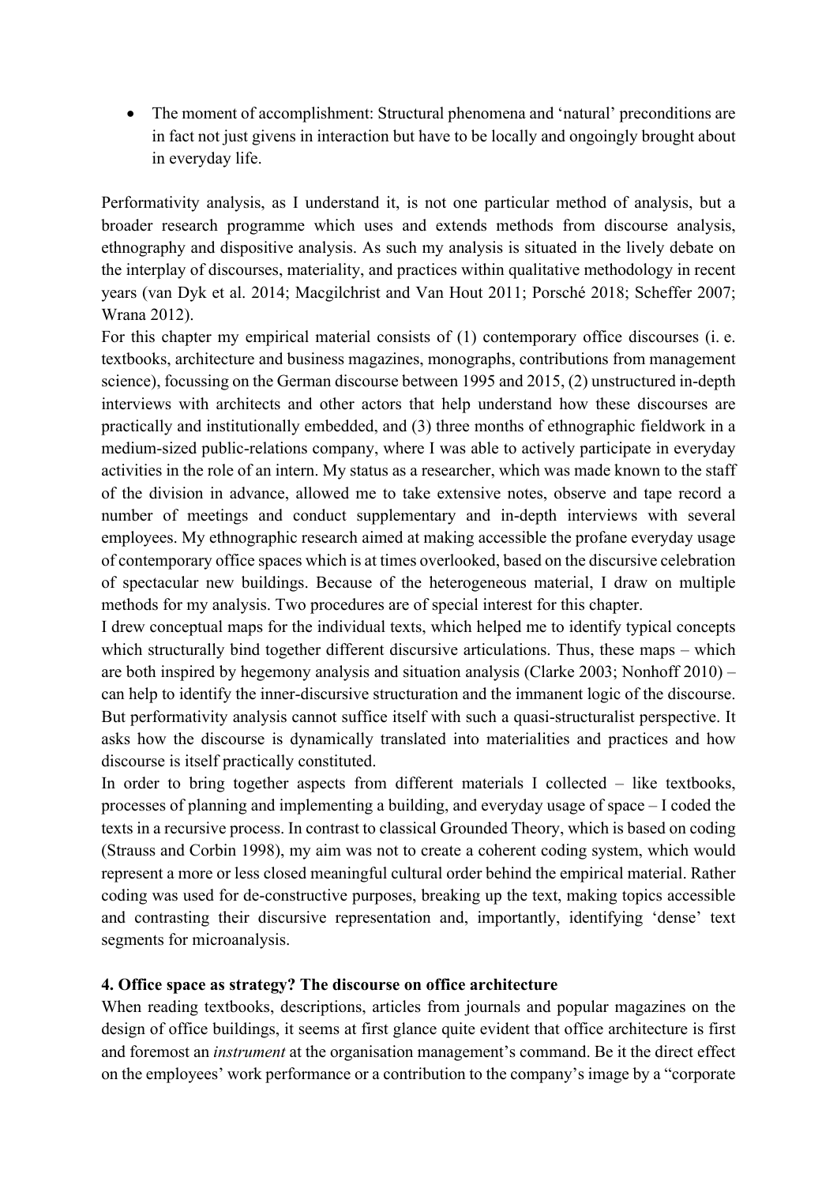- The moment of accomplishment: Structural phenomena and 'natural' preconditions are in fact not just givens in interaction but have to be locally and ongoingly brought about in everyday life.

Performativity analysis, as I understand it, is not one particular method of analysis, but a broader research programme which uses and extends methods from discourse analysis, ethnography and dispositive analysis. As such my analysis is situated in the lively debate on the interplay of discourses, materiality, and practices within qualitative methodology in recent years (van Dyk et al. 2014; Macgilchrist and Van Hout 2011; Porsché 2018; Scheffer 2007; Wrana 2012).

For this chapter my empirical material consists of (1) contemporary office discourses (i. e. textbooks, architecture and business magazines, monographs, contributions from management science), focussing on the German discourse between 1995 and 2015, (2) unstructured in-depth interviews with architects and other actors that help understand how these discourses are practically and institutionally embedded, and (3) three months of ethnographic fieldwork in a medium-sized public-relations company, where I was able to actively participate in everyday activities in the role of an intern. My status as a researcher, which was made known to the staff of the division in advance, allowed me to take extensive notes, observe and tape record a number of meetings and conduct supplementary and in-depth interviews with several employees. My ethnographic research aimed at making accessible the profane everyday usage of contemporary office spaces which is at times overlooked, based on the discursive celebration of spectacular new buildings. Because of the heterogeneous material, I draw on multiple methods for my analysis. Two procedures are of special interest for this chapter.

I drew conceptual maps for the individual texts, which helped me to identify typical concepts which structurally bind together different discursive articulations. Thus, these maps – which are both inspired by hegemony analysis and situation analysis (Clarke 2003; Nonhoff 2010) – can help to identify the inner-discursive structuration and the immanent logic of the discourse. But performativity analysis cannot suffice itself with such a quasi-structuralist perspective. It asks how the discourse is dynamically translated into materialities and practices and how discourse is itself practically constituted.

In order to bring together aspects from different materials I collected – like textbooks, processes of planning and implementing a building, and everyday usage of space – I coded the texts in a recursive process. In contrast to classical Grounded Theory, which is based on coding (Strauss and Corbin 1998), my aim was not to create a coherent coding system, which would represent a more or less closed meaningful cultural order behind the empirical material. Rather coding was used for de-constructive purposes, breaking up the text, making topics accessible and contrasting their discursive representation and, importantly, identifying 'dense' text segments for microanalysis.

## 4. Office space as strategy? The discourse on office architecture

When reading textbooks, descriptions, articles from journals and popular magazines on the design of office buildings, it seems at first glance quite evident that office architecture is first and foremost an *instrument* at the organisation management's command. Be it the direct effect on the employees' work performance or a contribution to the company's image by a "corporate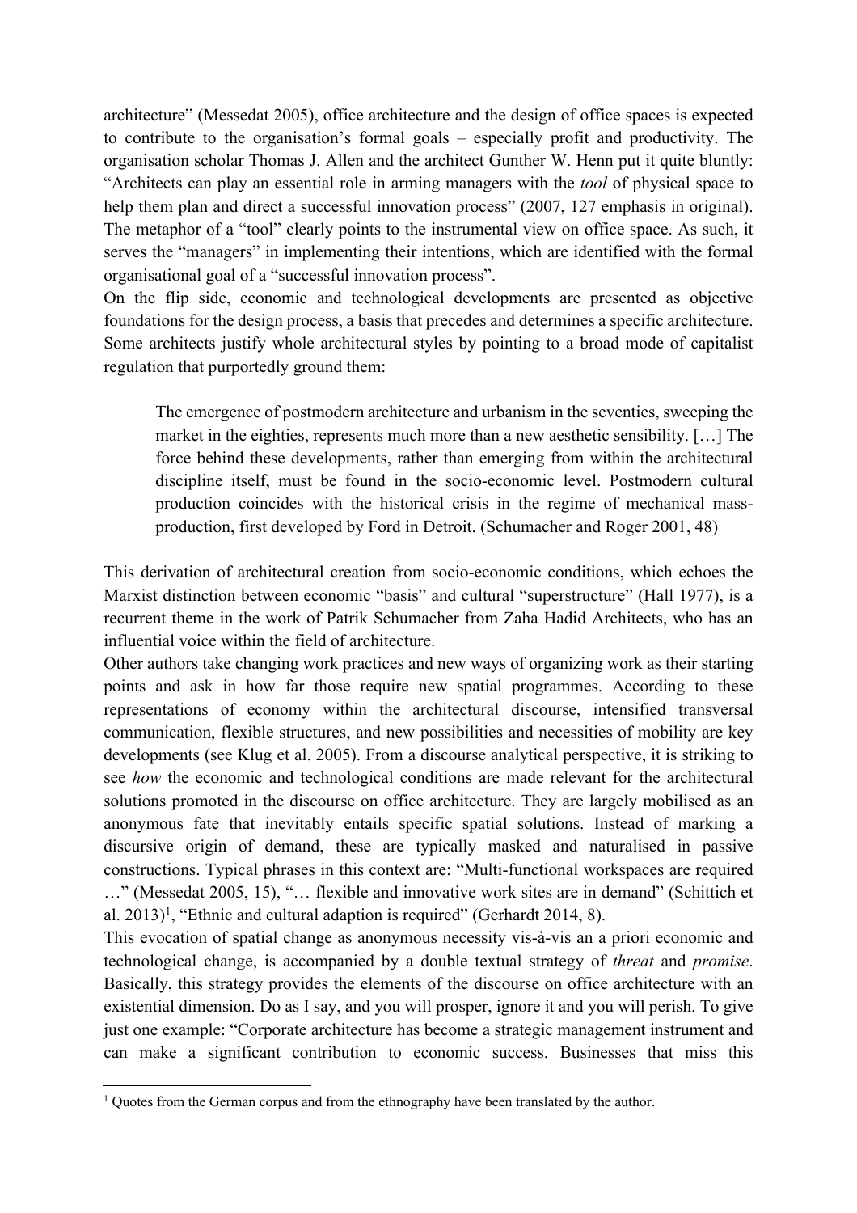architecture" (Messedat 2005), office architecture and the design of office spaces is expected to contribute to the organisation's formal goals – especially profit and productivity. The organisation scholar Thomas J. Allen and the architect Gunther W. Henn put it quite bluntly: "Architects can play an essential role in arming managers with the *tool* of physical space to help them plan and direct a successful innovation process" (2007, 127 emphasis in original). The metaphor of a "tool" clearly points to the instrumental view on office space. As such, it serves the "managers" in implementing their intentions, which are identified with the formal organisational goal of a "successful innovation process".

On the flip side, economic and technological developments are presented as objective foundations for the design process, a basis that precedes and determines a specific architecture. Some architects justify whole architectural styles by pointing to a broad mode of capitalist regulation that purportedly ground them:

> The emergence of postmodern architecture and urbanism in the seventies, sweeping the market in the eighties, represents much more than a new aesthetic sensibility. […] The force behind these developments, rather than emerging from within the architectural discipline itself, must be found in the socio-economic level. Postmodern cultural production coincides with the historical crisis in the regime of mechanical mass-production, first developed by Ford in Detroit. (Schumacher and Roger 2001, 48)

This derivation of architectural creation from socio-economic conditions, which echoes the Marxist distinction between economic "basis" and cultural "superstructure" (Hall 1977), is a recurrent theme in the work of Patrik Schumacher from Zaha Hadid Architects, who has an influential voice within the field of architecture.

Other authors take changing work practices and new ways of organizing work as their starting points and ask in how far those require new spatial programmes. According to these representations of economy within the architectural discourse, intensified transversal communication, flexible structures, and new possibilities and necessities of mobility are key developments (see Klug et al. 2005). From a discourse analytical perspective, it is striking to see *how* the economic and technological conditions are made relevant for the architectural solutions promoted in the discourse on office architecture. They are largely mobilised as an anonymous fate that inevitably entails specific spatial solutions. Instead of marking a discursive origin of demand, these are typically masked and naturalised in passive constructions. Typical phrases in this context are: "Multi-functional workspaces are required …" (Messedat 2005, 15), "… flexible and innovative work sites are in demand" (Schittich et al. 2013)[1], "Ethnic and cultural adaption is required" (Gerhardt 2014, 8).

This evocation of spatial change as anonymous necessity vis-à-vis an a priori economic and technological change, is accompanied by a double textual strategy of *threat* and *promise*. Basically, this strategy provides the elements of the discourse on office architecture with an existential dimension. Do as I say, and you will prosper, ignore it and you will perish. To give just one example: "Corporate architecture has become a strategic management instrument and can make a significant contribution to economic success. Businesses that miss this

[1] Quotes from the German corpus and from the ethnography have been translated by the author.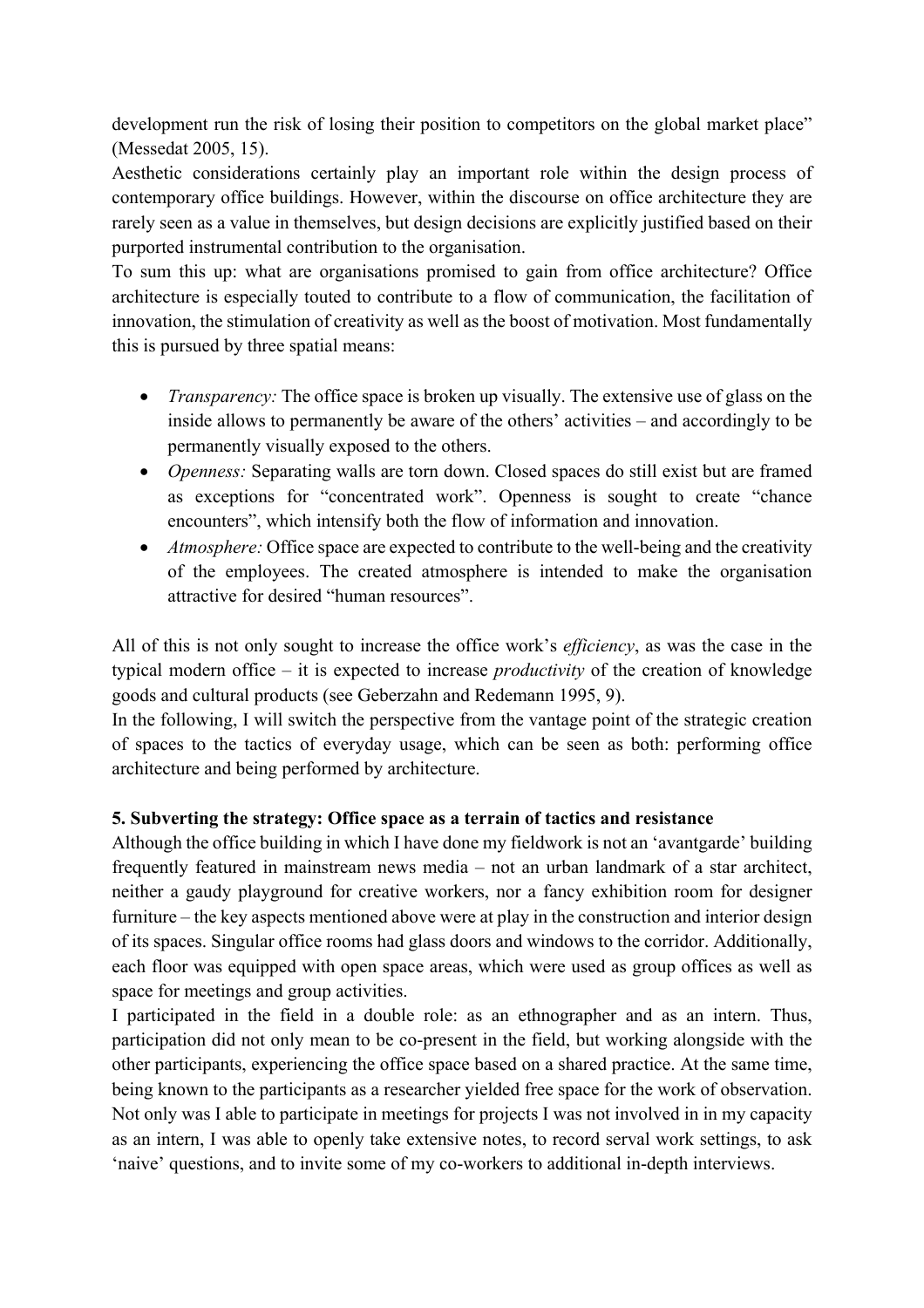development run the risk of losing their position to competitors on the global market place" (Messedat 2005, 15).

Aesthetic considerations certainly play an important role within the design process of contemporary office buildings. However, within the discourse on office architecture they are rarely seen as a value in themselves, but design decisions are explicitly justified based on their purported instrumental contribution to the organisation.

To sum this up: what are organisations promised to gain from office architecture? Office architecture is especially touted to contribute to a flow of communication, the facilitation of innovation, the stimulation of creativity as well as the boost of motivation. Most fundamentally this is pursued by three spatial means:

- *Transparency:* The office space is broken up visually. The extensive use of glass on the inside allows to permanently be aware of the others' activities – and accordingly to be permanently visually exposed to the others.
- *Openness:* Separating walls are torn down. Closed spaces do still exist but are framed as exceptions for "concentrated work". Openness is sought to create "chance encounters", which intensify both the flow of information and innovation.
- *Atmosphere:* Office space are expected to contribute to the well-being and the creativity of the employees. The created atmosphere is intended to make the organisation attractive for desired "human resources".

All of this is not only sought to increase the office work's *efficiency*, as was the case in the typical modern office – it is expected to increase *productivity* of the creation of knowledge goods and cultural products (see Geberzahn and Redemann 1995, 9).

In the following, I will switch the perspective from the vantage point of the strategic creation of spaces to the tactics of everyday usage, which can be seen as both: performing office architecture and being performed by architecture.

## 5. Subverting the strategy: Office space as a terrain of tactics and resistance

Although the office building in which I have done my fieldwork is not an 'avantgarde' building frequently featured in mainstream news media – not an urban landmark of a star architect, neither a gaudy playground for creative workers, nor a fancy exhibition room for designer furniture – the key aspects mentioned above were at play in the construction and interior design of its spaces. Singular office rooms had glass doors and windows to the corridor. Additionally, each floor was equipped with open space areas, which were used as group offices as well as space for meetings and group activities.

I participated in the field in a double role: as an ethnographer and as an intern. Thus, participation did not only mean to be co-present in the field, but working alongside with the other participants, experiencing the office space based on a shared practice. At the same time, being known to the participants as a researcher yielded free space for the work of observation. Not only was I able to participate in meetings for projects I was not involved in in my capacity as an intern, I was able to openly take extensive notes, to record serval work settings, to ask 'naive' questions, and to invite some of my co-workers to additional in-depth interviews.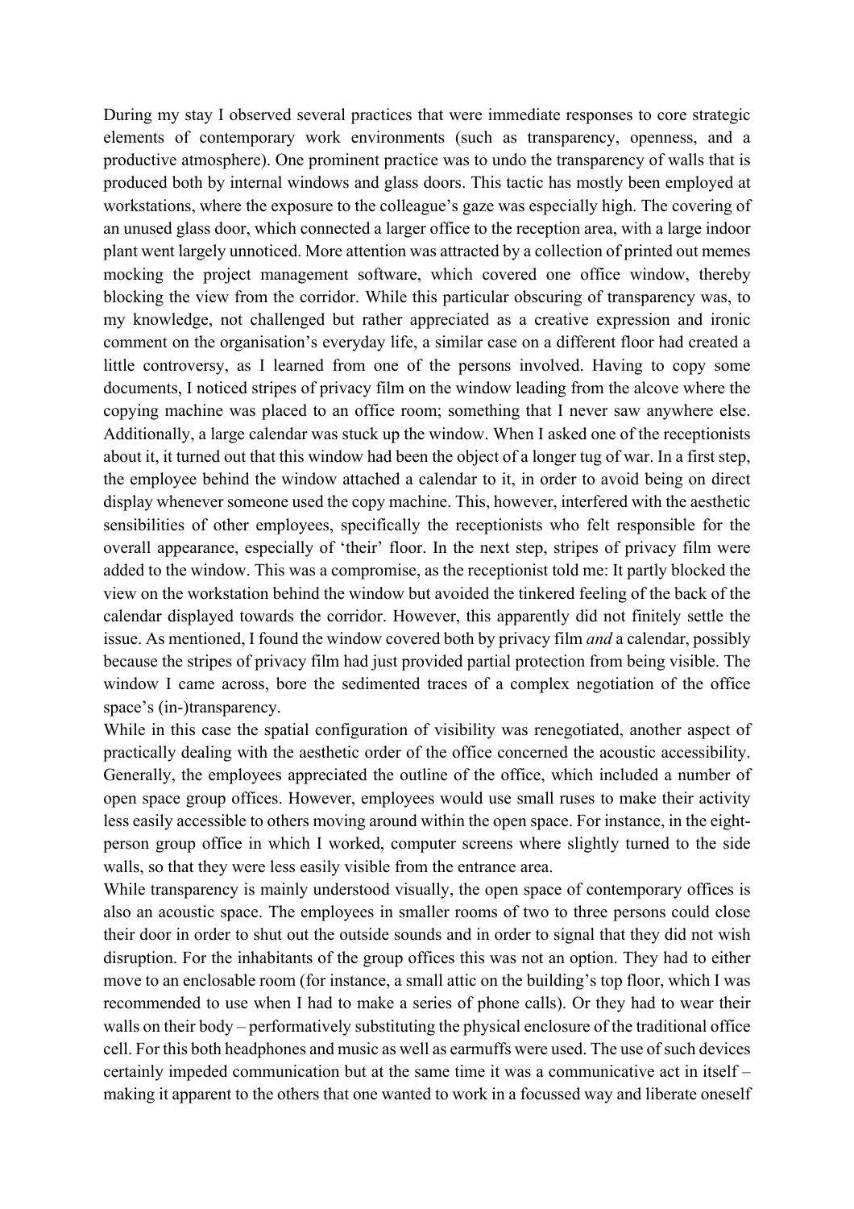During my stay I observed several practices that were immediate responses to core strategic elements of contemporary work environments (such as transparency, openness, and a productive atmosphere). One prominent practice was to undo the transparency of walls that is produced both by internal windows and glass doors. This tactic has mostly been employed at workstations, where the exposure to the colleague's gaze was especially high. The covering of an unused glass door, which connected a larger office to the reception area, with a large indoor plant went largely unnoticed. More attention was attracted by a collection of printed out memes mocking the project management software, which covered one office window, thereby blocking the view from the corridor. While this particular obscuring of transparency was, to my knowledge, not challenged but rather appreciated as a creative expression and ironic comment on the organisation's everyday life, a similar case on a different floor had created a little controversy, as I learned from one of the persons involved. Having to copy some documents, I noticed stripes of privacy film on the window leading from the alcove where the copying machine was placed to an office room; something that I never saw anywhere else. Additionally, a large calendar was stuck up the window. When I asked one of the receptionists about it, it turned out that this window had been the object of a longer tug of war. In a first step, the employee behind the window attached a calendar to it, in order to avoid being on direct display whenever someone used the copy machine. This, however, interfered with the aesthetic sensibilities of other employees, specifically the receptionists who felt responsible for the overall appearance, especially of 'their' floor. In the next step, stripes of privacy film were added to the window. This was a compromise, as the receptionist told me: It partly blocked the view on the workstation behind the window but avoided the tinkered feeling of the back of the calendar displayed towards the corridor. However, this apparently did not finitely settle the issue. As mentioned, I found the window covered both by privacy film *and* a calendar, possibly because the stripes of privacy film had just provided partial protection from being visible. The window I came across, bore the sedimented traces of a complex negotiation of the office space's (in-)transparency.

While in this case the spatial configuration of visibility was renegotiated, another aspect of practically dealing with the aesthetic order of the office concerned the acoustic accessibility. Generally, the employees appreciated the outline of the office, which included a number of open space group offices. However, employees would use small ruses to make their activity less easily accessible to others moving around within the open space. For instance, in the eight-person group office in which I worked, computer screens where slightly turned to the side walls, so that they were less easily visible from the entrance area.

While transparency is mainly understood visually, the open space of contemporary offices is also an acoustic space. The employees in smaller rooms of two to three persons could close their door in order to shut out the outside sounds and in order to signal that they did not wish disruption. For the inhabitants of the group offices this was not an option. They had to either move to an enclosable room (for instance, a small attic on the building's top floor, which I was recommended to use when I had to make a series of phone calls). Or they had to wear their walls on their body – performatively substituting the physical enclosure of the traditional office cell. For this both headphones and music as well as earmuffs were used. The use of such devices certainly impeded communication but at the same time it was a communicative act in itself – making it apparent to the others that one wanted to work in a focussed way and liberate oneself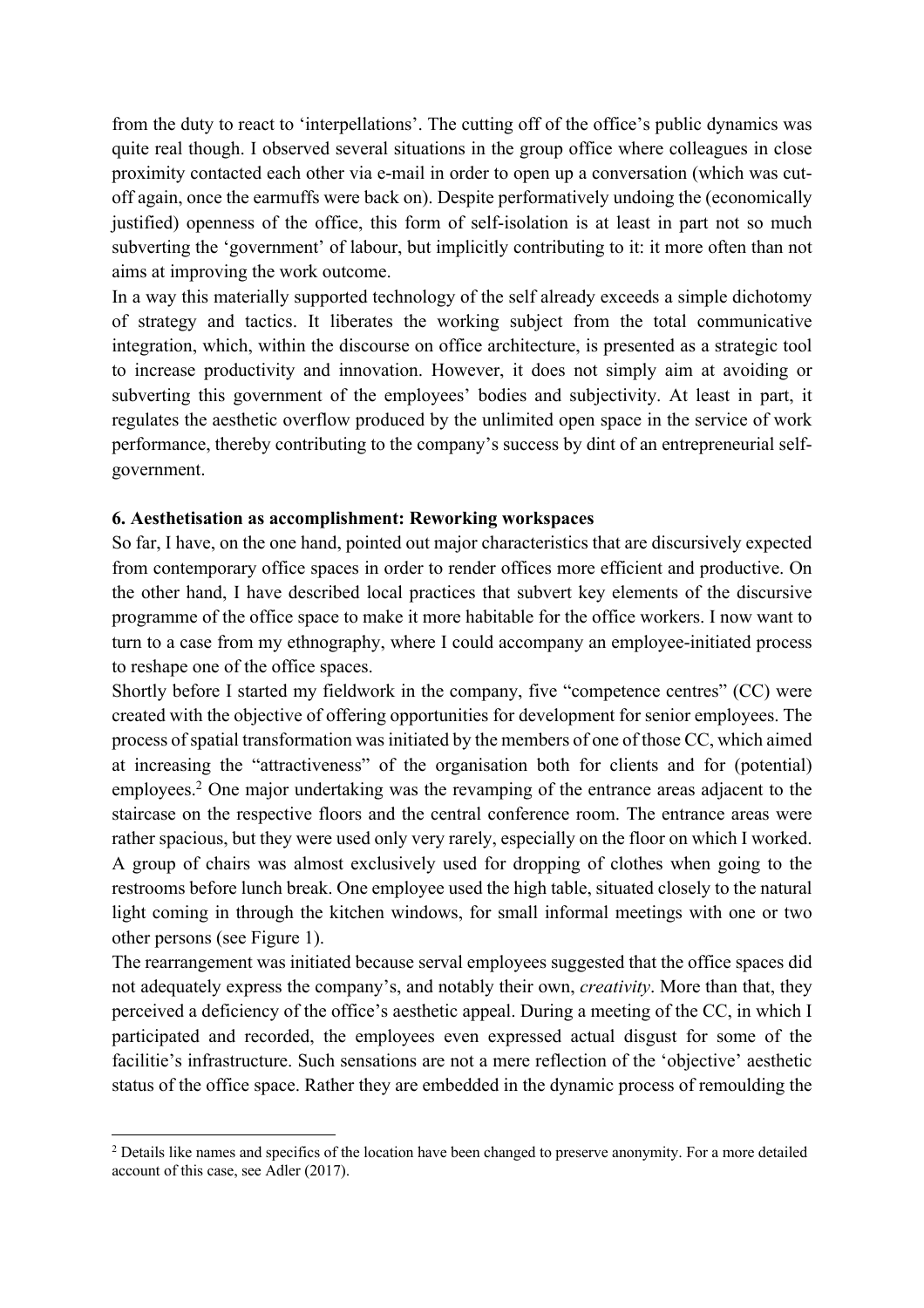from the duty to react to 'interpellations'. The cutting off of the office's public dynamics was quite real though. I observed several situations in the group office where colleagues in close proximity contacted each other via e-mail in order to open up a conversation (which was cut-off again, once the earmuffs were back on). Despite performatively undoing the (economically justified) openness of the office, this form of self-isolation is at least in part not so much subverting the 'government' of labour, but implicitly contributing to it: it more often than not aims at improving the work outcome.

In a way this materially supported technology of the self already exceeds a simple dichotomy of strategy and tactics. It liberates the working subject from the total communicative integration, which, within the discourse on office architecture, is presented as a strategic tool to increase productivity and innovation. However, it does not simply aim at avoiding or subverting this government of the employees' bodies and subjectivity. At least in part, it regulates the aesthetic overflow produced by the unlimited open space in the service of work performance, thereby contributing to the company's success by dint of an entrepreneurial self-government.

## 6. Aesthetisation as accomplishment: Reworking workspaces

So far, I have, on the one hand, pointed out major characteristics that are discursively expected from contemporary office spaces in order to render offices more efficient and productive. On the other hand, I have described local practices that subvert key elements of the discursive programme of the office space to make it more habitable for the office workers. I now want to turn to a case from my ethnography, where I could accompany an employee-initiated process to reshape one of the office spaces.

Shortly before I started my fieldwork in the company, five "competence centres" (CC) were created with the objective of offering opportunities for development for senior employees. The process of spatial transformation was initiated by the members of one of those CC, which aimed at increasing the "attractiveness" of the organisation both for clients and for (potential) employees.[2] One major undertaking was the revamping of the entrance areas adjacent to the staircase on the respective floors and the central conference room. The entrance areas were rather spacious, but they were used only very rarely, especially on the floor on which I worked. A group of chairs was almost exclusively used for dropping of clothes when going to the restrooms before lunch break. One employee used the high table, situated closely to the natural light coming in through the kitchen windows, for small informal meetings with one or two other persons (see Figure 1).

The rearrangement was initiated because serval employees suggested that the office spaces did not adequately express the company's, and notably their own, *creativity*. More than that, they perceived a deficiency of the office's aesthetic appeal. During a meeting of the CC, in which I participated and recorded, the employees even expressed actual disgust for some of the facilitie's infrastructure. Such sensations are not a mere reflection of the 'objective' aesthetic status of the office space. Rather they are embedded in the dynamic process of remoulding the

---

[2] Details like names and specifics of the location have been changed to preserve anonymity. For a more detailed account of this case, see Adler (2017).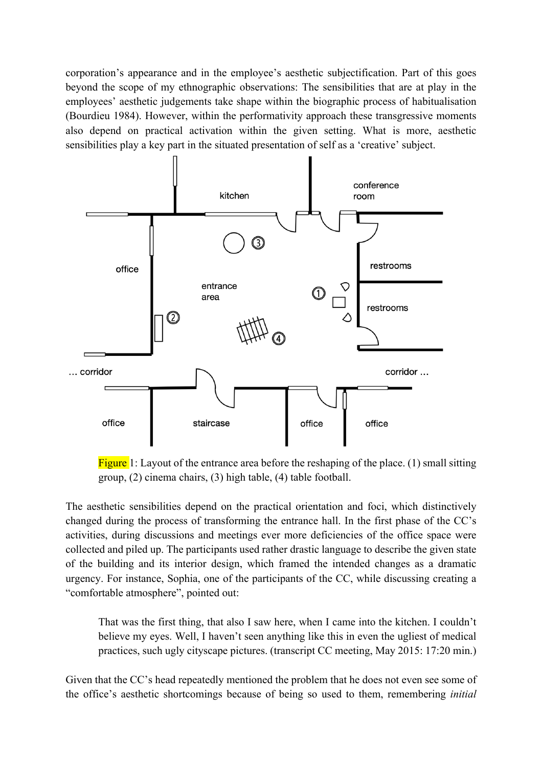corporation's appearance and in the employee's aesthetic subjectification. Part of this goes beyond the scope of my ethnographic observations: The sensibilities that are at play in the employees' aesthetic judgements take shape within the biographic process of habitualisation (Bourdieu 1984). However, within the performativity approach these transgressive moments also depend on practical activation within the given setting. What is more, aesthetic sensibilities play a key part in the situated presentation of self as a 'creative' subject.

Figure 1: Layout of the entrance area before the reshaping of the place. (1) small sitting group, (2) cinema chairs, (3) high table, (4) table football.

The aesthetic sensibilities depend on the practical orientation and foci, which distinctively changed during the process of transforming the entrance hall. In the first phase of the CC's activities, during discussions and meetings ever more deficiencies of the office space were collected and piled up. The participants used rather drastic language to describe the given state of the building and its interior design, which framed the intended changes as a dramatic urgency. For instance, Sophia, one of the participants of the CC, while discussing creating a "comfortable atmosphere", pointed out:

> That was the first thing, that also I saw here, when I came into the kitchen. I couldn't believe my eyes. Well, I haven't seen anything like this in even the ugliest of medical practices, such ugly cityscape pictures. (transcript CC meeting, May 2015: 17:20 min.)

Given that the CC's head repeatedly mentioned the problem that he does not even see some of the office's aesthetic shortcomings because of being so used to them, remembering *initial*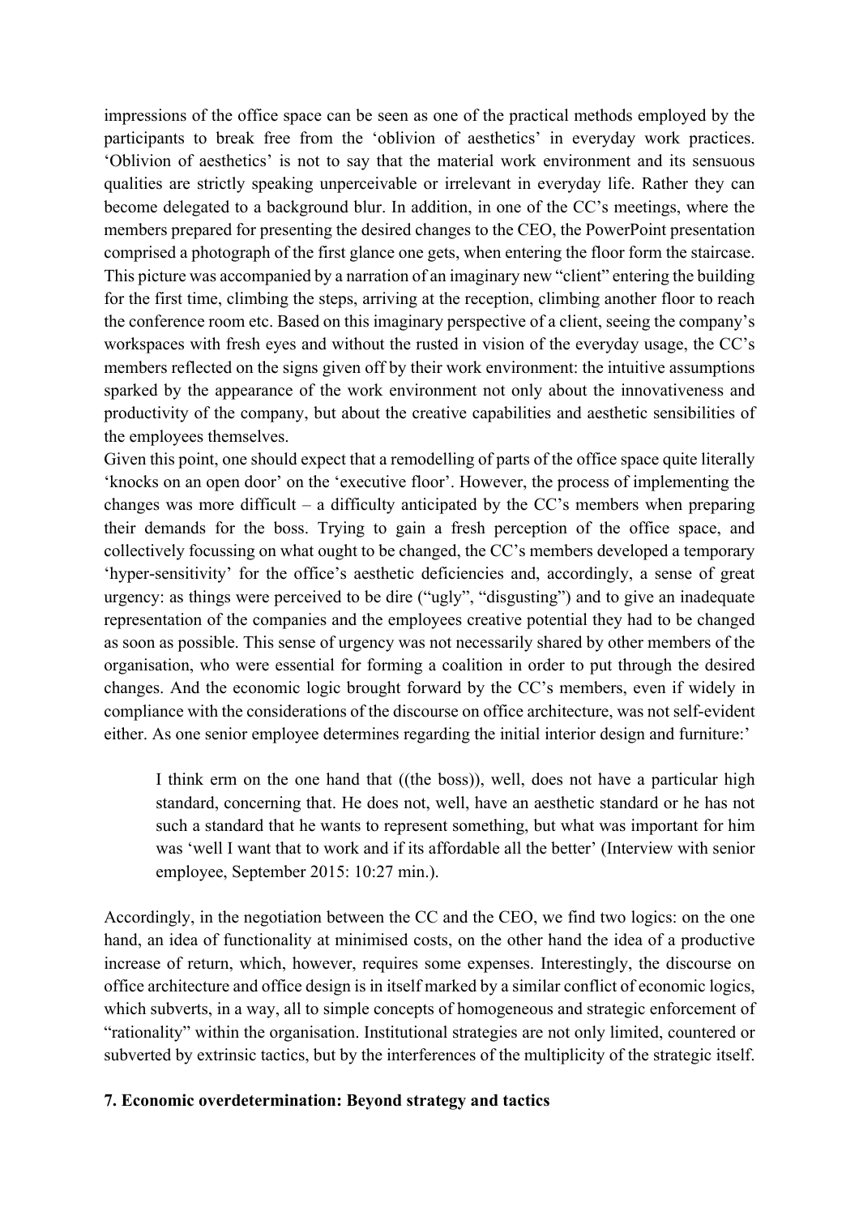impressions of the office space can be seen as one of the practical methods employed by the participants to break free from the 'oblivion of aesthetics' in everyday work practices. 'Oblivion of aesthetics' is not to say that the material work environment and its sensuous qualities are strictly speaking unperceivable or irrelevant in everyday life. Rather they can become delegated to a background blur. In addition, in one of the CC's meetings, where the members prepared for presenting the desired changes to the CEO, the PowerPoint presentation comprised a photograph of the first glance one gets, when entering the floor form the staircase. This picture was accompanied by a narration of an imaginary new "client" entering the building for the first time, climbing the steps, arriving at the reception, climbing another floor to reach the conference room etc. Based on this imaginary perspective of a client, seeing the company's workspaces with fresh eyes and without the rusted in vision of the everyday usage, the CC's members reflected on the signs given off by their work environment: the intuitive assumptions sparked by the appearance of the work environment not only about the innovativeness and productivity of the company, but about the creative capabilities and aesthetic sensibilities of the employees themselves.

Given this point, one should expect that a remodelling of parts of the office space quite literally 'knocks on an open door' on the 'executive floor'. However, the process of implementing the changes was more difficult – a difficulty anticipated by the CC's members when preparing their demands for the boss. Trying to gain a fresh perception of the office space, and collectively focussing on what ought to be changed, the CC's members developed a temporary 'hyper-sensitivity' for the office's aesthetic deficiencies and, accordingly, a sense of great urgency: as things were perceived to be dire ("ugly", "disgusting") and to give an inadequate representation of the companies and the employees creative potential they had to be changed as soon as possible. This sense of urgency was not necessarily shared by other members of the organisation, who were essential for forming a coalition in order to put through the desired changes. And the economic logic brought forward by the CC's members, even if widely in compliance with the considerations of the discourse on office architecture, was not self-evident either. As one senior employee determines regarding the initial interior design and furniture:'

> I think erm on the one hand that ((the boss)), well, does not have a particular high standard, concerning that. He does not, well, have an aesthetic standard or he has not such a standard that he wants to represent something, but what was important for him was 'well I want that to work and if its affordable all the better' (Interview with senior employee, September 2015: 10:27 min.).

Accordingly, in the negotiation between the CC and the CEO, we find two logics: on the one hand, an idea of functionality at minimised costs, on the other hand the idea of a productive increase of return, which, however, requires some expenses. Interestingly, the discourse on office architecture and office design is in itself marked by a similar conflict of economic logics, which subverts, in a way, all to simple concepts of homogeneous and strategic enforcement of "rationality" within the organisation. Institutional strategies are not only limited, countered or subverted by extrinsic tactics, but by the interferences of the multiplicity of the strategic itself.

## 7. Economic overdetermination: Beyond strategy and tactics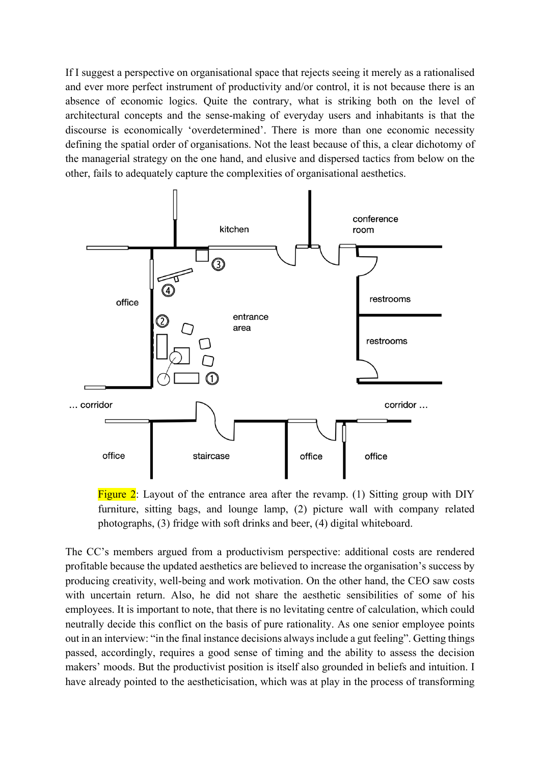If I suggest a perspective on organisational space that rejects seeing it merely as a rationalised and ever more perfect instrument of productivity and/or control, it is not because there is an absence of economic logics. Quite the contrary, what is striking both on the level of architectural concepts and the sense-making of everyday users and inhabitants is that the discourse is economically 'overdetermined'. There is more than one economic necessity defining the spatial order of organisations. Not the least because of this, a clear dichotomy of the managerial strategy on the one hand, and elusive and dispersed tactics from below on the other, fails to adequately capture the complexities of organisational aesthetics.

Figure 2: Layout of the entrance area after the revamp. (1) Sitting group with DIY furniture, sitting bags, and lounge lamp, (2) picture wall with company related photographs, (3) fridge with soft drinks and beer, (4) digital whiteboard.

The CC's members argued from a productivism perspective: additional costs are rendered profitable because the updated aesthetics are believed to increase the organisation's success by producing creativity, well-being and work motivation. On the other hand, the CEO saw costs with uncertain return. Also, he did not share the aesthetic sensibilities of some of his employees. It is important to note, that there is no levitating centre of calculation, which could neutrally decide this conflict on the basis of pure rationality. As one senior employee points out in an interview: "in the final instance decisions always include a gut feeling". Getting things passed, accordingly, requires a good sense of timing and the ability to assess the decision makers' moods. But the productivist position is itself also grounded in beliefs and intuition. I have already pointed to the aestheticisation, which was at play in the process of transforming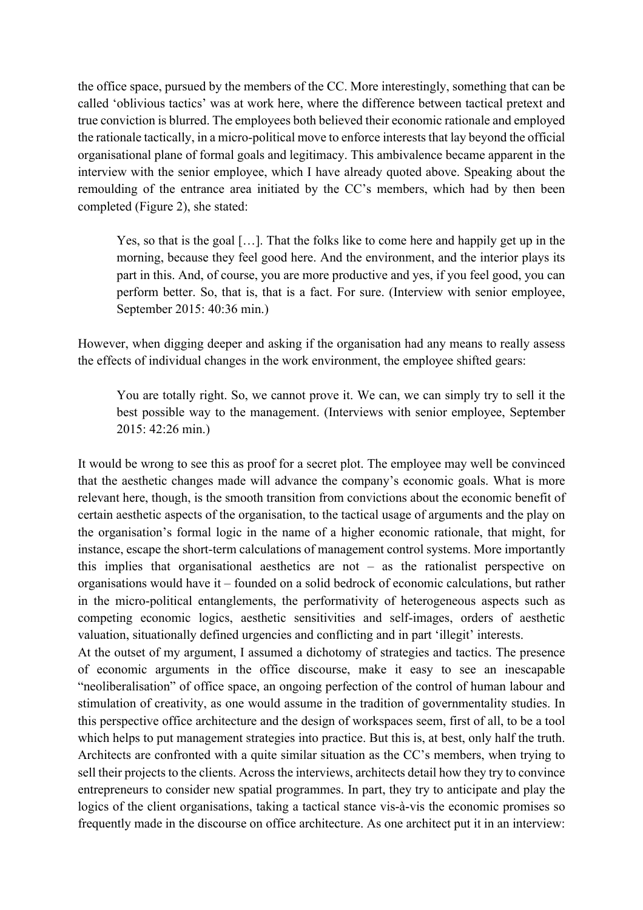the office space, pursued by the members of the CC. More interestingly, something that can be called 'oblivious tactics' was at work here, where the difference between tactical pretext and true conviction is blurred. The employees both believed their economic rationale and employed the rationale tactically, in a micro-political move to enforce interests that lay beyond the official organisational plane of formal goals and legitimacy. This ambivalence became apparent in the interview with the senior employee, which I have already quoted above. Speaking about the remoulding of the entrance area initiated by the CC's members, which had by then been completed (Figure 2), she stated:

> Yes, so that is the goal […]. That the folks like to come here and happily get up in the morning, because they feel good here. And the environment, and the interior plays its part in this. And, of course, you are more productive and yes, if you feel good, you can perform better. So, that is, that is a fact. For sure. (Interview with senior employee, September 2015: 40:36 min.)

However, when digging deeper and asking if the organisation had any means to really assess the effects of individual changes in the work environment, the employee shifted gears:

> You are totally right. So, we cannot prove it. We can, we can simply try to sell it the best possible way to the management. (Interviews with senior employee, September 2015: 42:26 min.)

It would be wrong to see this as proof for a secret plot. The employee may well be convinced that the aesthetic changes made will advance the company's economic goals. What is more relevant here, though, is the smooth transition from convictions about the economic benefit of certain aesthetic aspects of the organisation, to the tactical usage of arguments and the play on the organisation's formal logic in the name of a higher economic rationale, that might, for instance, escape the short-term calculations of management control systems. More importantly this implies that organisational aesthetics are not – as the rationalist perspective on organisations would have it – founded on a solid bedrock of economic calculations, but rather in the micro-political entanglements, the performativity of heterogeneous aspects such as competing economic logics, aesthetic sensitivities and self-images, orders of aesthetic valuation, situationally defined urgencies and conflicting and in part 'illegit' interests.

At the outset of my argument, I assumed a dichotomy of strategies and tactics. The presence of economic arguments in the office discourse, make it easy to see an inescapable "neoliberalisation" of office space, an ongoing perfection of the control of human labour and stimulation of creativity, as one would assume in the tradition of governmentality studies. In this perspective office architecture and the design of workspaces seem, first of all, to be a tool which helps to put management strategies into practice. But this is, at best, only half the truth. Architects are confronted with a quite similar situation as the CC's members, when trying to sell their projects to the clients. Across the interviews, architects detail how they try to convince entrepreneurs to consider new spatial programmes. In part, they try to anticipate and play the logics of the client organisations, taking a tactical stance vis-à-vis the economic promises so frequently made in the discourse on office architecture. As one architect put it in an interview: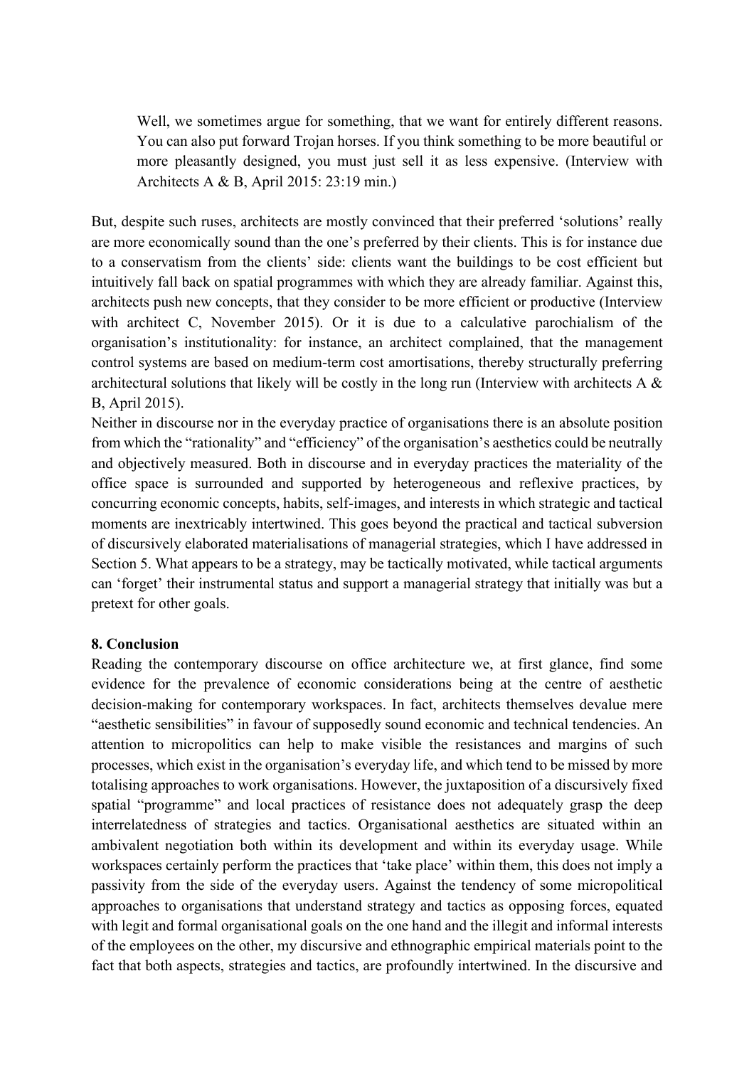> Well, we sometimes argue for something, that we want for entirely different reasons. You can also put forward Trojan horses. If you think something to be more beautiful or more pleasantly designed, you must just sell it as less expensive. (Interview with Architects A & B, April 2015: 23:19 min.)

But, despite such ruses, architects are mostly convinced that their preferred 'solutions' really are more economically sound than the one's preferred by their clients. This is for instance due to a conservatism from the clients' side: clients want the buildings to be cost efficient but intuitively fall back on spatial programmes with which they are already familiar. Against this, architects push new concepts, that they consider to be more efficient or productive (Interview with architect C, November 2015). Or it is due to a calculative parochialism of the organisation's institutionality: for instance, an architect complained, that the management control systems are based on medium-term cost amortisations, thereby structurally preferring architectural solutions that likely will be costly in the long run (Interview with architects A & B, April 2015).

Neither in discourse nor in the everyday practice of organisations there is an absolute position from which the "rationality" and "efficiency" of the organisation's aesthetics could be neutrally and objectively measured. Both in discourse and in everyday practices the materiality of the office space is surrounded and supported by heterogeneous and reflexive practices, by concurring economic concepts, habits, self-images, and interests in which strategic and tactical moments are inextricably intertwined. This goes beyond the practical and tactical subversion of discursively elaborated materialisations of managerial strategies, which I have addressed in Section 5. What appears to be a strategy, may be tactically motivated, while tactical arguments can 'forget' their instrumental status and support a managerial strategy that initially was but a pretext for other goals.

**8. Conclusion**

Reading the contemporary discourse on office architecture we, at first glance, find some evidence for the prevalence of economic considerations being at the centre of aesthetic decision-making for contemporary workspaces. In fact, architects themselves devalue mere "aesthetic sensibilities" in favour of supposedly sound economic and technical tendencies. An attention to micropolitics can help to make visible the resistances and margins of such processes, which exist in the organisation's everyday life, and which tend to be missed by more totalising approaches to work organisations. However, the juxtaposition of a discursively fixed spatial "programme" and local practices of resistance does not adequately grasp the deep interrelatedness of strategies and tactics. Organisational aesthetics are situated within an ambivalent negotiation both within its development and within its everyday usage. While workspaces certainly perform the practices that 'take place' within them, this does not imply a passivity from the side of the everyday users. Against the tendency of some micropolitical approaches to organisations that understand strategy and tactics as opposing forces, equated with legit and formal organisational goals on the one hand and the illegit and informal interests of the employees on the other, my discursive and ethnographic empirical materials point to the fact that both aspects, strategies and tactics, are profoundly intertwined. In the discursive and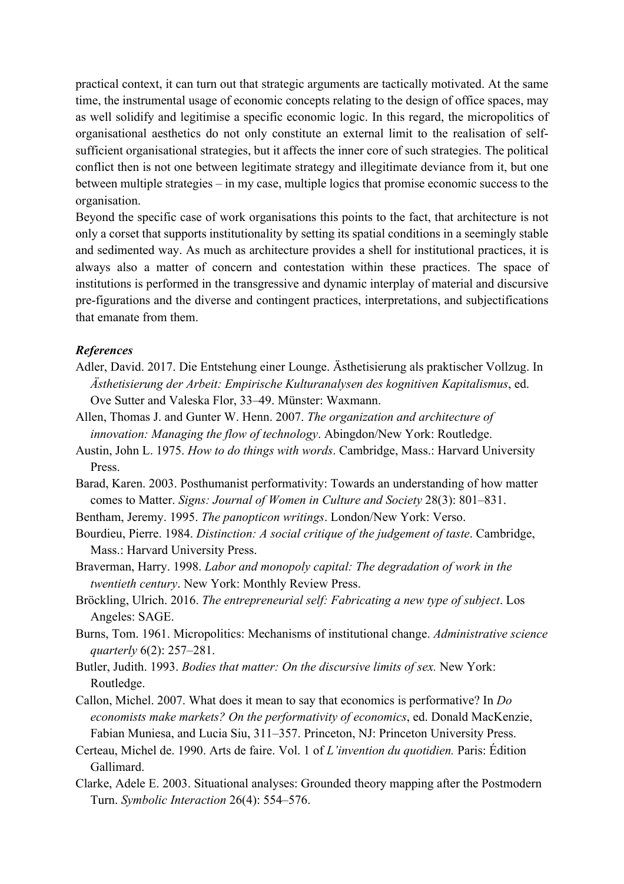practical context, it can turn out that strategic arguments are tactically motivated. At the same time, the instrumental usage of economic concepts relating to the design of office spaces, may as well solidify and legitimise a specific economic logic. In this regard, the micropolitics of organisational aesthetics do not only constitute an external limit to the realisation of self-sufficient organisational strategies, but it affects the inner core of such strategies. The political conflict then is not one between legitimate strategy and illegitimate deviance from it, but one between multiple strategies – in my case, multiple logics that promise economic success to the organisation.

Beyond the specific case of work organisations this points to the fact, that architecture is not only a corset that supports institutionality by setting its spatial conditions in a seemingly stable and sedimented way. As much as architecture provides a shell for institutional practices, it is always also a matter of concern and contestation within these practices. The space of institutions is performed in the transgressive and dynamic interplay of material and discursive pre-figurations and the diverse and contingent practices, interpretations, and subjectifications that emanate from them.

### *References*

Adler, David. 2017. Die Entstehung einer Lounge. Ästhetisierung als praktischer Vollzug. In *Ästhetisierung der Arbeit: Empirische Kulturanalysen des kognitiven Kapitalismus*, ed. Ove Sutter and Valeska Flor, 33–49. Münster: Waxmann.

Allen, Thomas J. and Gunter W. Henn. 2007. *The organization and architecture of innovation: Managing the flow of technology*. Abingdon/New York: Routledge.

Austin, John L. 1975. *How to do things with words*. Cambridge, Mass.: Harvard University Press.

Barad, Karen. 2003. Posthumanist performativity: Towards an understanding of how matter comes to Matter. *Signs: Journal of Women in Culture and Society* 28(3): 801–831.

Bentham, Jeremy. 1995. *The panopticon writings*. London/New York: Verso.

Bourdieu, Pierre. 1984. *Distinction: A social critique of the judgement of taste*. Cambridge, Mass.: Harvard University Press.

Braverman, Harry. 1998. *Labor and monopoly capital: The degradation of work in the twentieth century*. New York: Monthly Review Press.

Bröckling, Ulrich. 2016. *The entrepreneurial self: Fabricating a new type of subject*. Los Angeles: SAGE.

Burns, Tom. 1961. Micropolitics: Mechanisms of institutional change. *Administrative science quarterly* 6(2): 257–281.

Butler, Judith. 1993. *Bodies that matter: On the discursive limits of sex.* New York: Routledge.

Callon, Michel. 2007. What does it mean to say that economics is performative? In *Do economists make markets? On the performativity of economics*, ed. Donald MacKenzie, Fabian Muniesa, and Lucia Siu, 311–357. Princeton, NJ: Princeton University Press.

Certeau, Michel de. 1990. Arts de faire. Vol. 1 of *L'invention du quotidien.* Paris: Édition Gallimard.

Clarke, Adele E. 2003. Situational analyses: Grounded theory mapping after the Postmodern Turn. *Symbolic Interaction* 26(4): 554–576.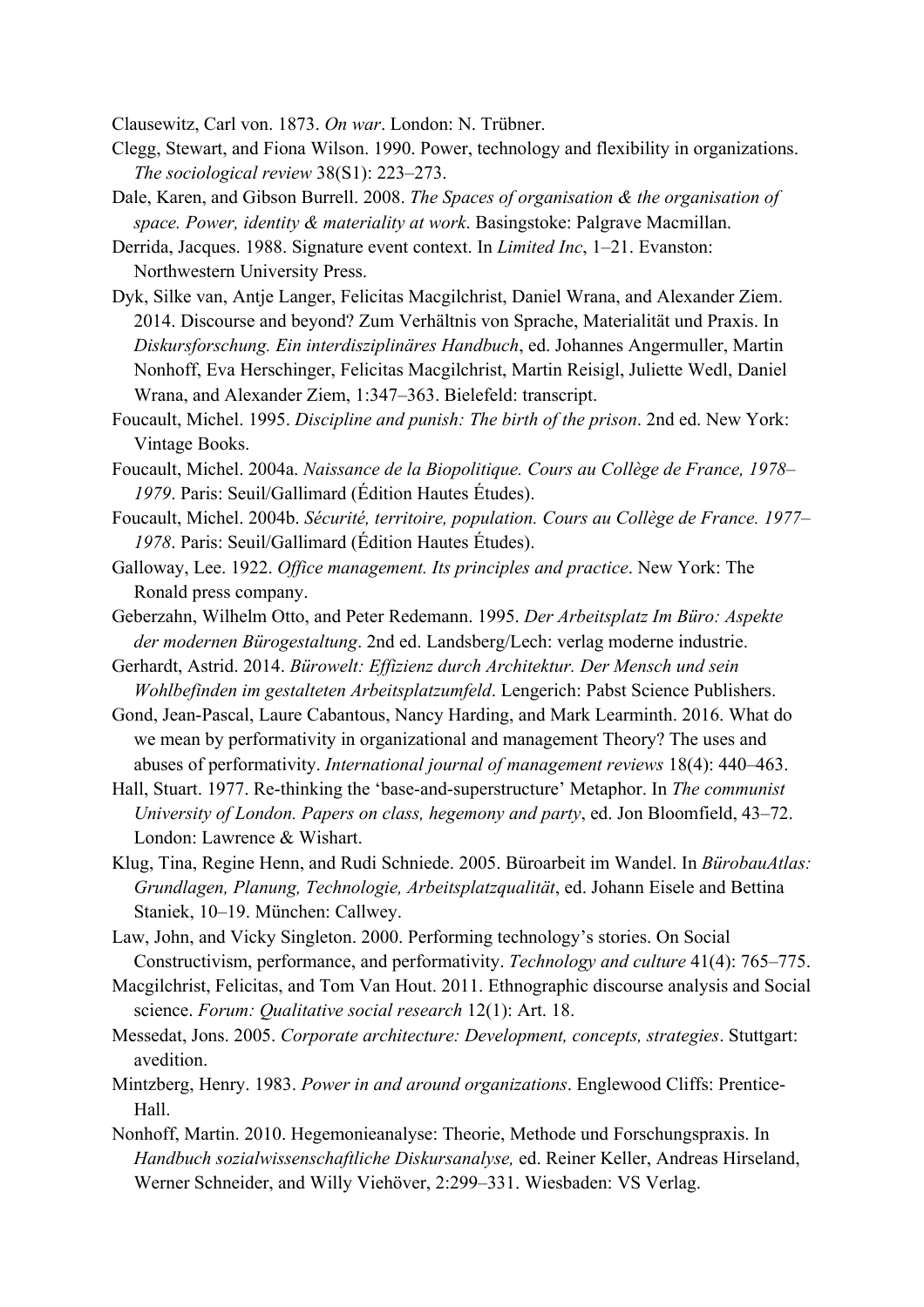Clausewitz, Carl von. 1873. *On war*. London: N. Trübner.

Clegg, Stewart, and Fiona Wilson. 1990. Power, technology and flexibility in organizations. *The sociological review* 38(S1): 223–273.

Dale, Karen, and Gibson Burrell. 2008. *The Spaces of organisation & the organisation of space. Power, identity & materiality at work*. Basingstoke: Palgrave Macmillan.

Derrida, Jacques. 1988. Signature event context. In *Limited Inc*, 1–21. Evanston: Northwestern University Press.

Dyk, Silke van, Antje Langer, Felicitas Macgilchrist, Daniel Wrana, and Alexander Ziem. 2014. Discourse and beyond? Zum Verhältnis von Sprache, Materialität und Praxis. In *Diskursforschung. Ein interdisziplinäres Handbuch*, ed. Johannes Angermuller, Martin Nonhoff, Eva Herschinger, Felicitas Macgilchrist, Martin Reisigl, Juliette Wedl, Daniel Wrana, and Alexander Ziem, 1:347–363. Bielefeld: transcript.

Foucault, Michel. 1995. *Discipline and punish: The birth of the prison*. 2nd ed. New York: Vintage Books.

Foucault, Michel. 2004a. *Naissance de la Biopolitique. Cours au Collège de France, 1978–1979*. Paris: Seuil/Gallimard (Édition Hautes Études).

Foucault, Michel. 2004b. *Sécurité, territoire, population. Cours au Collège de France. 1977–1978*. Paris: Seuil/Gallimard (Édition Hautes Études).

Galloway, Lee. 1922. *Office management. Its principles and practice*. New York: The Ronald press company.

Geberzahn, Wilhelm Otto, and Peter Redemann. 1995. *Der Arbeitsplatz Im Büro: Aspekte der modernen Bürogestaltung*. 2nd ed. Landsberg/Lech: verlag moderne industrie.

Gerhardt, Astrid. 2014. *Bürowelt: Effizienz durch Architektur. Der Mensch und sein Wohlbefinden im gestalteten Arbeitsplatzumfeld*. Lengerich: Pabst Science Publishers.

Gond, Jean-Pascal, Laure Cabantous, Nancy Harding, and Mark Learminth. 2016. What do we mean by performativity in organizational and management Theory? The uses and abuses of performativity. *International journal of management reviews* 18(4): 440–463.

Hall, Stuart. 1977. Re-thinking the 'base-and-superstructure' Metaphor. In *The communist University of London. Papers on class, hegemony and party*, ed. Jon Bloomfield, 43–72. London: Lawrence & Wishart.

Klug, Tina, Regine Henn, and Rudi Schniede. 2005. Büroarbeit im Wandel. In *BürobauAtlas: Grundlagen, Planung, Technologie, Arbeitsplatzqualität*, ed. Johann Eisele and Bettina Staniek, 10–19. München: Callwey.

Law, John, and Vicky Singleton. 2000. Performing technology's stories. On Social Constructivism, performance, and performativity. *Technology and culture* 41(4): 765–775.

Macgilchrist, Felicitas, and Tom Van Hout. 2011. Ethnographic discourse analysis and Social science. *Forum: Qualitative social research* 12(1): Art. 18.

Messedat, Jons. 2005. *Corporate architecture: Development, concepts, strategies*. Stuttgart: avedition.

Mintzberg, Henry. 1983. *Power in and around organizations*. Englewood Cliffs: Prentice-Hall.

Nonhoff, Martin. 2010. Hegemonieanalyse: Theorie, Methode und Forschungspraxis. In *Handbuch sozialwissenschaftliche Diskursanalyse,* ed. Reiner Keller, Andreas Hirseland, Werner Schneider, and Willy Viehöver, 2:299–331. Wiesbaden: VS Verlag.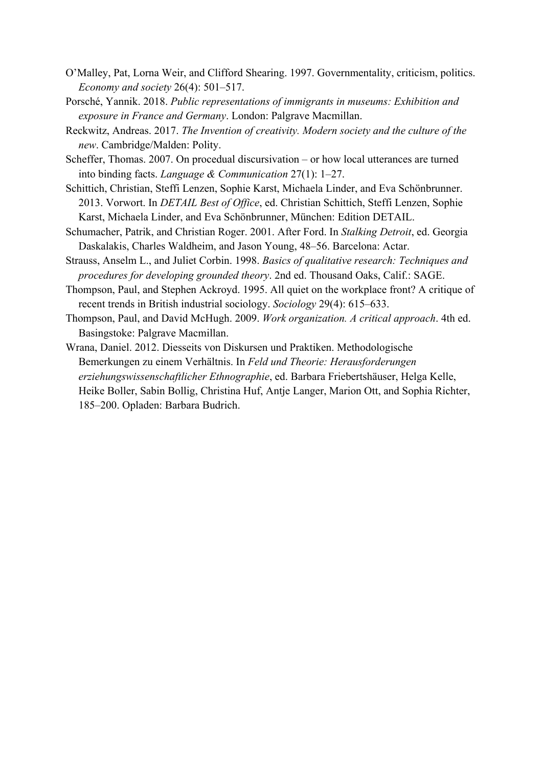O'Malley, Pat, Lorna Weir, and Clifford Shearing. 1997. Governmentality, criticism, politics. *Economy and society* 26(4): 501–517.

Porsché, Yannik. 2018. *Public representations of immigrants in museums: Exhibition and exposure in France and Germany*. London: Palgrave Macmillan.

Reckwitz, Andreas. 2017. *The Invention of creativity. Modern society and the culture of the new*. Cambridge/Malden: Polity.

Scheffer, Thomas. 2007. On procedual discursivation – or how local utterances are turned into binding facts. *Language & Communication* 27(1): 1–27.

Schittich, Christian, Steffi Lenzen, Sophie Karst, Michaela Linder, and Eva Schönbrunner. 2013. Vorwort. In *DETAIL Best of Office*, ed. Christian Schittich, Steffi Lenzen, Sophie Karst, Michaela Linder, and Eva Schönbrunner, München: Edition DETAIL.

Schumacher, Patrik, and Christian Roger. 2001. After Ford. In *Stalking Detroit*, ed. Georgia Daskalakis, Charles Waldheim, and Jason Young, 48–56. Barcelona: Actar.

Strauss, Anselm L., and Juliet Corbin. 1998. *Basics of qualitative research: Techniques and procedures for developing grounded theory*. 2nd ed. Thousand Oaks, Calif.: SAGE.

Thompson, Paul, and Stephen Ackroyd. 1995. All quiet on the workplace front? A critique of recent trends in British industrial sociology. *Sociology* 29(4): 615–633.

Thompson, Paul, and David McHugh. 2009. *Work organization. A critical approach*. 4th ed. Basingstoke: Palgrave Macmillan.

Wrana, Daniel. 2012. Diesseits von Diskursen und Praktiken. Methodologische Bemerkungen zu einem Verhältnis. In *Feld und Theorie: Herausforderungen erziehungswissenschaftlicher Ethnographie*, ed. Barbara Friebertshäuser, Helga Kelle, Heike Boller, Sabin Bollig, Christina Huf, Antje Langer, Marion Ott, and Sophia Richter, 185–200. Opladen: Barbara Budrich.